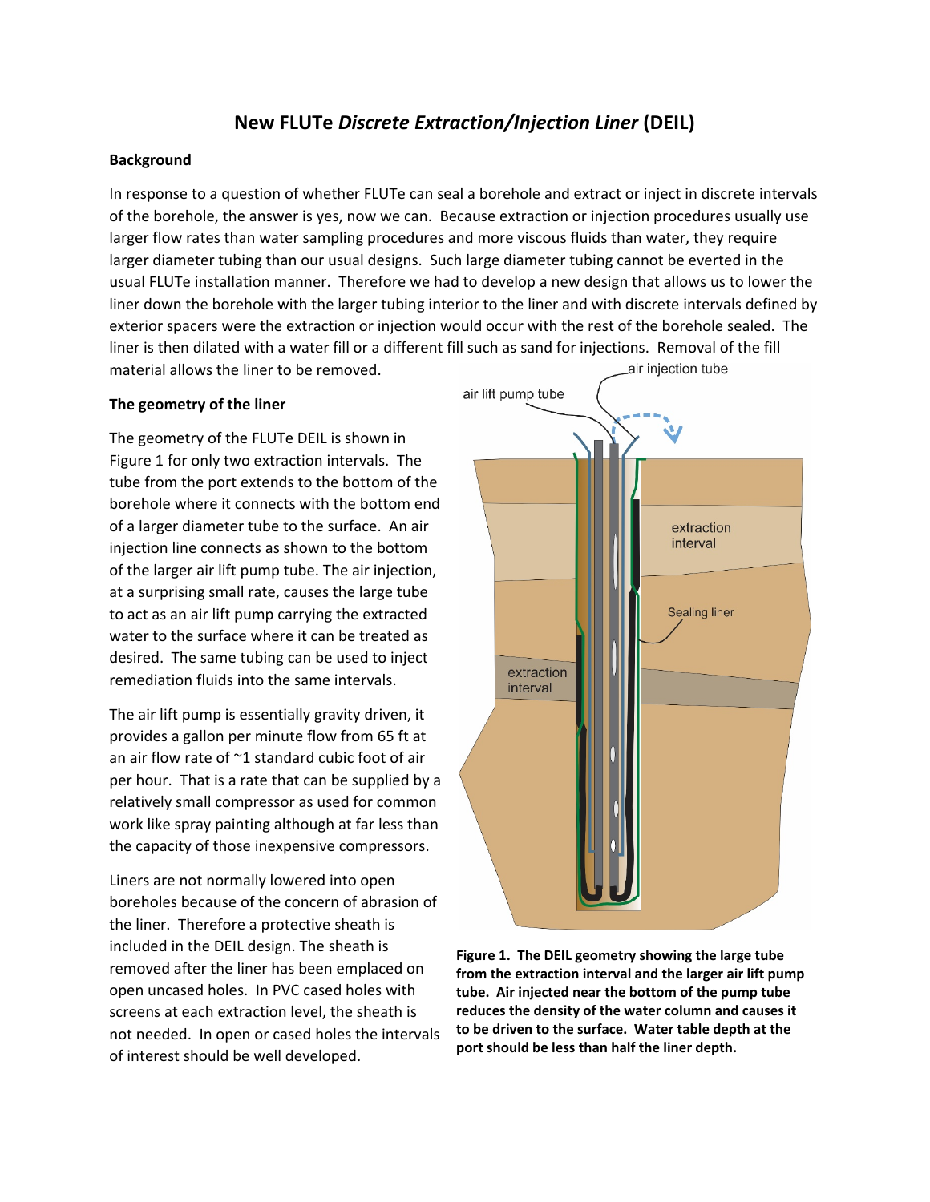# New FLUTe *Discrete Extraction/Injection Liner* (DEIL)

## Background

In response to a question of whether FLUTe can seal a borehole and extract or inject in discrete intervals of the borehole, the answer is yes, now we can. Because extraction or injection procedures usually use larger flow rates than water sampling procedures and more viscous fluids than water, they require larger diameter tubing than our usual designs. Such large diameter tubing cannot be everted in the usual FLUTe installation manner. Therefore we had to develop a new design that allows us to lower the liner down the borehole with the larger tubing interior to the liner and with discrete intervals defined by exterior spacers were the extraction or injection would occur with the rest of the borehole sealed. The liner is then dilated with a water fill or a different fill such as sand for injections. Removal of the fill material allows the liner to be removed.

## The geometry of the liner

The geometry of the FLUTe DEIL is shown in Figure 1 for only two extraction intervals. The tube from the port extends to the bottom of the borehole where it connects with the bottom end of a larger diameter tube to the surface. An air injection line connects as shown to the bottom of the larger air lift pump tube. The air injection, at a surprising small rate, causes the large tube to act as an air lift pump carrying the extracted water to the surface where it can be treated as desired. The same tubing can be used to inject remediation fluids into the same intervals.

The air lift pump is essentially gravity driven, it provides a gallon per minute flow from 65 ft at an air flow rate of ~1 standard cubic foot of air per hour. That is a rate that can be supplied by a relatively small compressor as used for common work like spray painting although at far less than the capacity of those inexpensive compressors.

Liners are not normally lowered into open boreholes because of the concern of abrasion of the liner. Therefore a protective sheath is included in the DEIL design. The sheath is removed after the liner has been emplaced on open uncased holes. In PVC cased holes with screens at each extraction level, the sheath is not needed. In open or cased holes the intervals of interest should be well developed.

**Figure 1. The DEIL geometry showing the large tube from the extraction interval and the larger air lift pump tube. Air injected near the bottom of the pump tube reduces the density of the water column and causes it to be driven to the surface. Water table depth at the port should be less than half the liner depth.**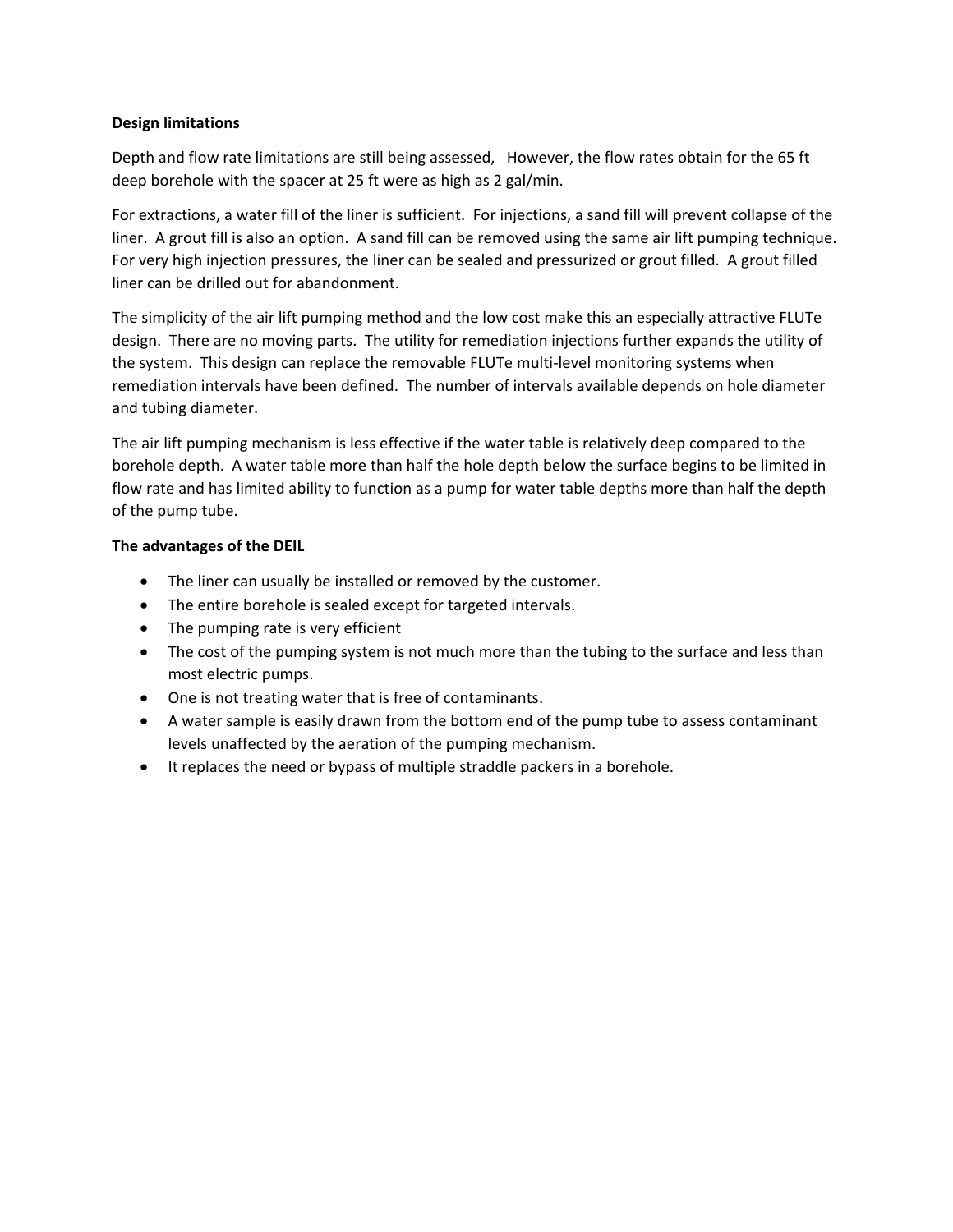**Design limitations**

Depth and flow rate limitations are still being assessed,   However, the flow rates obtain for the 65 ft deep borehole with the spacer at 25 ft were as high as 2 gal/min.

For extractions, a water fill of the liner is sufficient.  For injections, a sand fill will prevent collapse of the liner.  A grout fill is also an option.  A sand fill can be removed using the same air lift pumping technique.  For very high injection pressures, the liner can be sealed and pressurized or grout filled.  A grout filled liner can be drilled out for abandonment.

The simplicity of the air lift pumping method and the low cost make this an especially attractive FLUTe design.  There are no moving parts.  The utility for remediation injections further expands the utility of the system.  This design can replace the removable FLUTe multi-level monitoring systems when remediation intervals have been defined.  The number of intervals available depends on hole diameter and tubing diameter.

The air lift pumping mechanism is less effective if the water table is relatively deep compared to the borehole depth.  A water table more than half the hole depth below the surface begins to be limited in flow rate and has limited ability to function as a pump for water table depths more than half the depth of the pump tube.

**The advantages of the DEIL**

- The liner can usually be installed or removed by the customer.
- The entire borehole is sealed except for targeted intervals.
- The pumping rate is very efficient
- The cost of the pumping system is not much more than the tubing to the surface and less than most electric pumps.
- One is not treating water that is free of contaminants.
- A water sample is easily drawn from the bottom end of the pump tube to assess contaminant levels unaffected by the aeration of the pumping mechanism.
- It replaces the need or bypass of multiple straddle packers in a borehole.